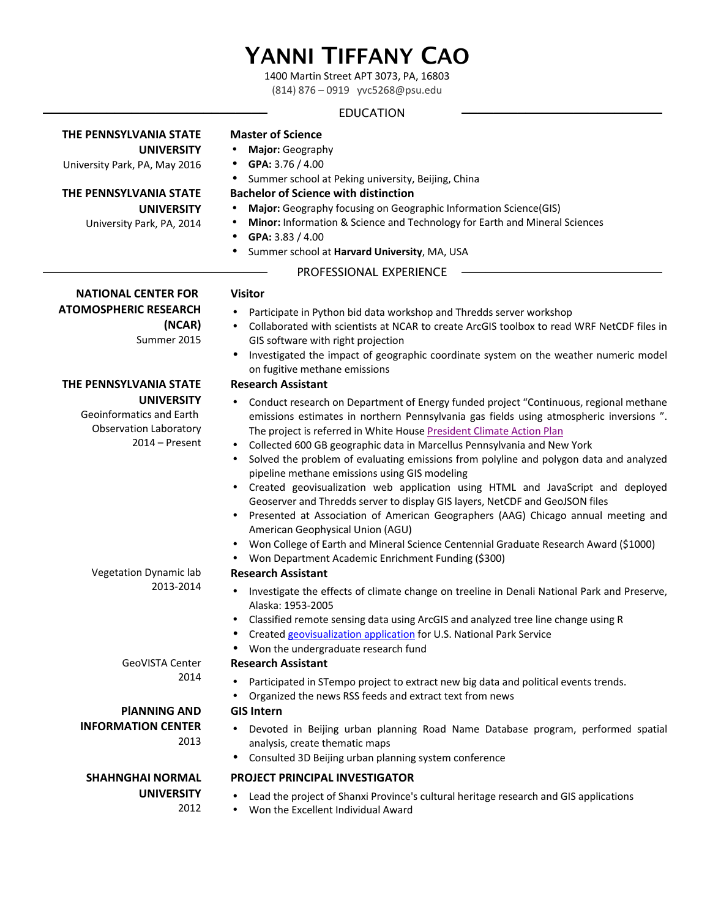# YANNI TIFFANY CAO

1400 Martin Street APT 3073, PA, 16803
(814) 876 – 0919 yvc5268@psu.edu

## EDUCATION

**THE PENNSYLVANIA STATE UNIVERSITY**
University Park, PA, May 2016

**Master of Science**
- **Major:** Geography
- **GPA:** 3.76 / 4.00
- Summer school at Peking university, Beijing, China

**THE PENNSYLVANIA STATE UNIVERSITY**
University Park, PA, 2014

**Bachelor of Science with distinction**
- **Major:** Geography focusing on Geographic Information Science(GIS)
- **Minor:** Information & Science and Technology for Earth and Mineral Sciences
- **GPA:** 3.83 / 4.00
- Summer school at **Harvard University**, MA, USA

## PROFESSIONAL EXPERIENCE

**NATIONAL CENTER FOR ATOMOSPHERIC RESEARCH (NCAR)**
Summer 2015

**Visitor**
- Participate in Python bid data workshop and Thredds server workshop
- Collaborated with scientists at NCAR to create ArcGIS toolbox to read WRF NetCDF files in GIS software with right projection
- Investigated the impact of geographic coordinate system on the weather numeric model on fugitive methane emissions

**THE PENNSYLVANIA STATE UNIVERSITY**
Geoinformatics and Earth Observation Laboratory
2014 – Present

**Research Assistant**
- Conduct research on Department of Energy funded project "Continuous, regional methane emissions estimates in northern Pennsylvania gas fields using atmospheric inversions ". The project is referred in White House President Climate Action Plan
- Collected 600 GB geographic data in Marcellus Pennsylvania and New York
- Solved the problem of evaluating emissions from polyline and polygon data and analyzed pipeline methane emissions using GIS modeling
- Created geovisualization web application using HTML and JavaScript and deployed Geoserver and Thredds server to display GIS layers, NetCDF and GeoJSON files
- Presented at Association of American Geographers (AAG) Chicago annual meeting and American Geophysical Union (AGU)
- Won College of Earth and Mineral Science Centennial Graduate Research Award ($1000)
- Won Department Academic Enrichment Funding ($300)

Vegetation Dynamic lab
2013-2014

**Research Assistant**
- Investigate the effects of climate change on treeline in Denali National Park and Preserve, Alaska: 1953-2005
- Classified remote sensing data using ArcGIS and analyzed tree line change using R
- Created geovisualization application for U.S. National Park Service
- Won the undergraduate research fund

GeoVISTA Center
2014

**Research Assistant**
- Participated in STempo project to extract new big data and political events trends.
- Organized the news RSS feeds and extract text from news

**PlANNING AND INFORMATION CENTER**
2013

**GIS Intern**
- Devoted in Beijing urban planning Road Name Database program, performed spatial analysis, create thematic maps
- Consulted 3D Beijing urban planning system conference

**SHAHNGHAI NORMAL UNIVERSITY**
2012

**PROJECT PRINCIPAL INVESTIGATOR**
- Lead the project of Shanxi Province's cultural heritage research and GIS applications
- Won the Excellent Individual Award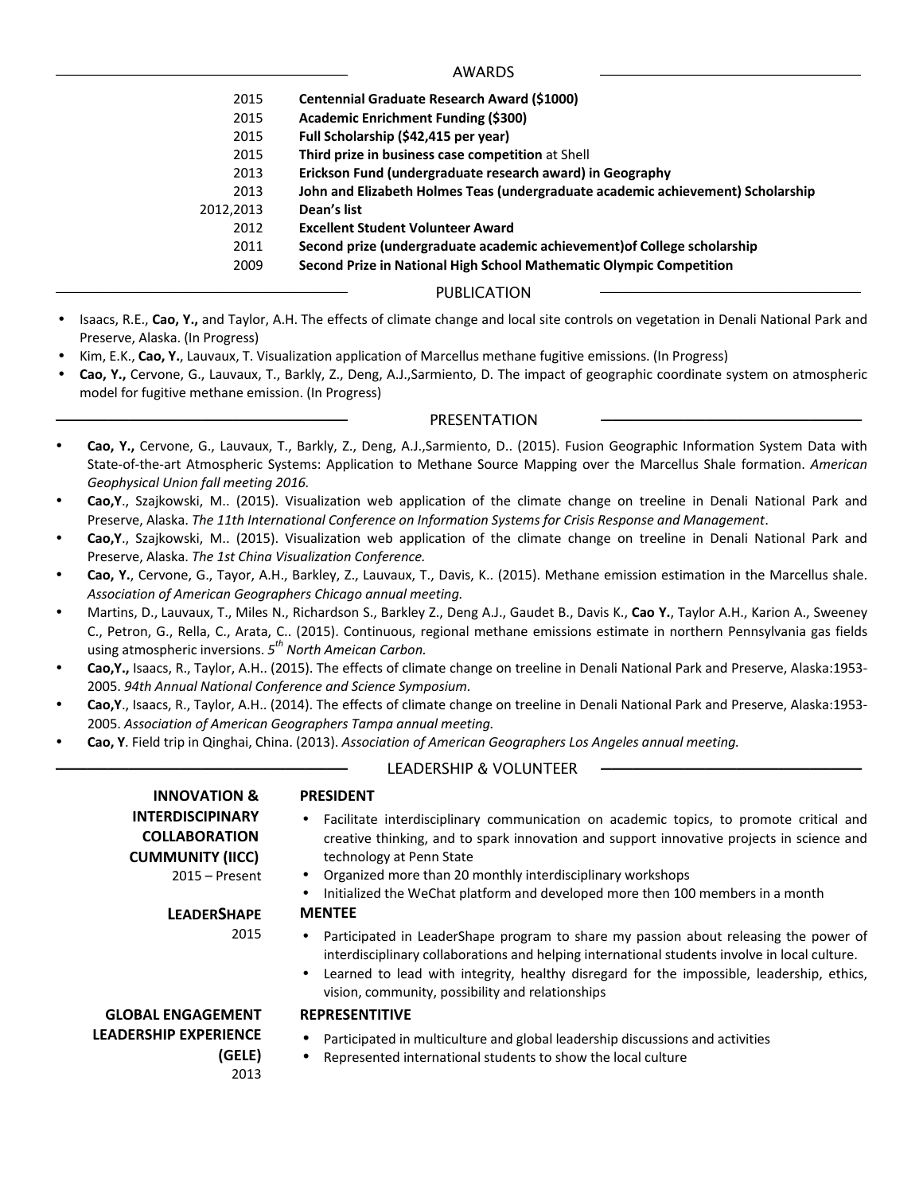## AWARDS

| | |
|---|---|
| 2015 | **Centennial Graduate Research Award ($1000)** |
| 2015 | **Academic Enrichment Funding ($300)** |
| 2015 | **Full Scholarship ($42,415 per year)** |
| 2015 | **Third prize in business case competition** at Shell |
| 2013 | **Erickson Fund (undergraduate research award) in Geography** |
| 2013 | **John and Elizabeth Holmes Teas (undergraduate academic achievement) Scholarship** |
| 2012,2013 | **Dean's list** |
| 2012 | **Excellent Student Volunteer Award** |
| 2011 | **Second prize (undergraduate academic achievement)of College scholarship** |
| 2009 | **Second Prize in National High School Mathematic Olympic Competition** |

## PUBLICATION

- Isaacs, R.E., **Cao, Y.,** and Taylor, A.H. The effects of climate change and local site controls on vegetation in Denali National Park and Preserve, Alaska. (In Progress)
- Kim, E.K., **Cao, Y.**, Lauvaux, T. Visualization application of Marcellus methane fugitive emissions. (In Progress)
- **Cao, Y.,** Cervone, G., Lauvaux, T., Barkly, Z., Deng, A.J.,Sarmiento, D. The impact of geographic coordinate system on atmospheric model for fugitive methane emission. (In Progress)

## PRESENTATION

- **Cao, Y.,** Cervone, G., Lauvaux, T., Barkly, Z., Deng, A.J.,Sarmiento, D.. (2015). Fusion Geographic Information System Data with State-of-the-art Atmospheric Systems: Application to Methane Source Mapping over the Marcellus Shale formation. *American Geophysical Union fall meeting 2016.*
- **Cao,Y**., Szajkowski, M.. (2015). Visualization web application of the climate change on treeline in Denali National Park and Preserve, Alaska. *The 11th International Conference on Information Systems for Crisis Response and Management*.
- **Cao,Y**., Szajkowski, M.. (2015). Visualization web application of the climate change on treeline in Denali National Park and Preserve, Alaska. *The 1st China Visualization Conference.*
- **Cao, Y.**, Cervone, G., Tayor, A.H., Barkley, Z., Lauvaux, T., Davis, K.. (2015). Methane emission estimation in the Marcellus shale. *Association of American Geographers Chicago annual meeting.*
- Martins, D., Lauvaux, T., Miles N., Richardson S., Barkley Z., Deng A.J., Gaudet B., Davis K., **Cao Y.**, Taylor A.H., Karion A., Sweeney C., Petron, G., Rella, C., Arata, C.. (2015). Continuous, regional methane emissions estimate in northern Pennsylvania gas fields using atmospheric inversions. *5th North American Carbon.*
- **Cao,Y.,** Isaacs, R., Taylor, A.H.. (2015). The effects of climate change on treeline in Denali National Park and Preserve, Alaska:1953-2005. *94th Annual National Conference and Science Symposium.*
- **Cao,Y**., Isaacs, R., Taylor, A.H.. (2014). The effects of climate change on treeline in Denali National Park and Preserve, Alaska:1953-2005. *Association of American Geographers Tampa annual meeting.*
- **Cao, Y**. Field trip in Qinghai, China. (2013). *Association of American Geographers Los Angeles annual meeting.*

## LEADERSHIP & VOLUNTEER

**INNOVATION & INTERDISCIPINARY COLLABORATION CUMMUNITY (IICC)**
2015 – Present

**PRESIDENT**

- Facilitate interdisciplinary communication on academic topics, to promote critical and creative thinking, and to spark innovation and support innovative projects in science and technology at Penn State
- Organized more than 20 monthly interdisciplinary workshops
- Initialized the WeChat platform and developed more then 100 members in a month

**LEADERSHAPE**
2015

**MENTEE**

- Participated in LeaderShape program to share my passion about releasing the power of interdisciplinary collaborations and helping international students involve in local culture.
- Learned to lead with integrity, healthy disregard for the impossible, leadership, ethics, vision, community, possibility and relationships

**GLOBAL ENGAGEMENT LEADERSHIP EXPERIENCE (GELE)**
2013

**REPRESENTITIVE**

- Participated in multiculture and global leadership discussions and activities
- Represented international students to show the local culture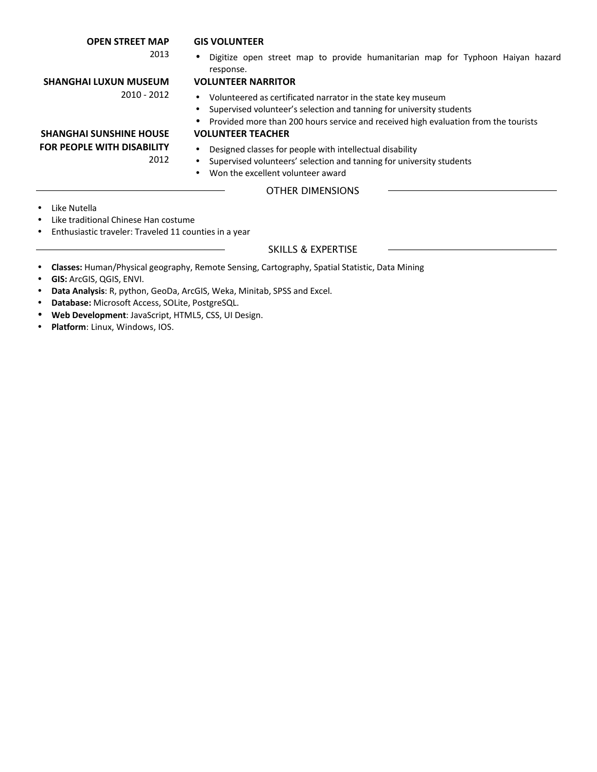**OPEN STREET MAP**
2013

**GIS VOLUNTEER**

- Digitize open street map to provide humanitarian map for Typhoon Haiyan hazard response.

**SHANGHAI LUXUN MUSEUM**
2010 - 2012

**VOLUNTEER NARRITOR**

- Volunteered as certificated narrator in the state key museum
- Supervised volunteer's selection and tanning for university students
- Provided more than 200 hours service and received high evaluation from the tourists

**SHANGHAI SUNSHINE HOUSE FOR PEOPLE WITH DISABILITY**
2012

**VOLUNTEER TEACHER**

- Designed classes for people with intellectual disability
- Supervised volunteers' selection and tanning for university students
- Won the excellent volunteer award

## OTHER DIMENSIONS

- Like Nutella
- Like traditional Chinese Han costume
- Enthusiastic traveler: Traveled 11 counties in a year

## SKILLS & EXPERTISE

- **Classes:** Human/Physical geography, Remote Sensing, Cartography, Spatial Statistic, Data Mining
- **GIS:** ArcGIS, QGIS, ENVI.
- **Data Analysis**: R, python, GeoDa, ArcGIS, Weka, Minitab, SPSS and Excel.
- **Database:** Microsoft Access, SOLite, PostgreSQL.
- **Web Development**: JavaScript, HTML5, CSS, UI Design.
- **Platform**: Linux, Windows, IOS.